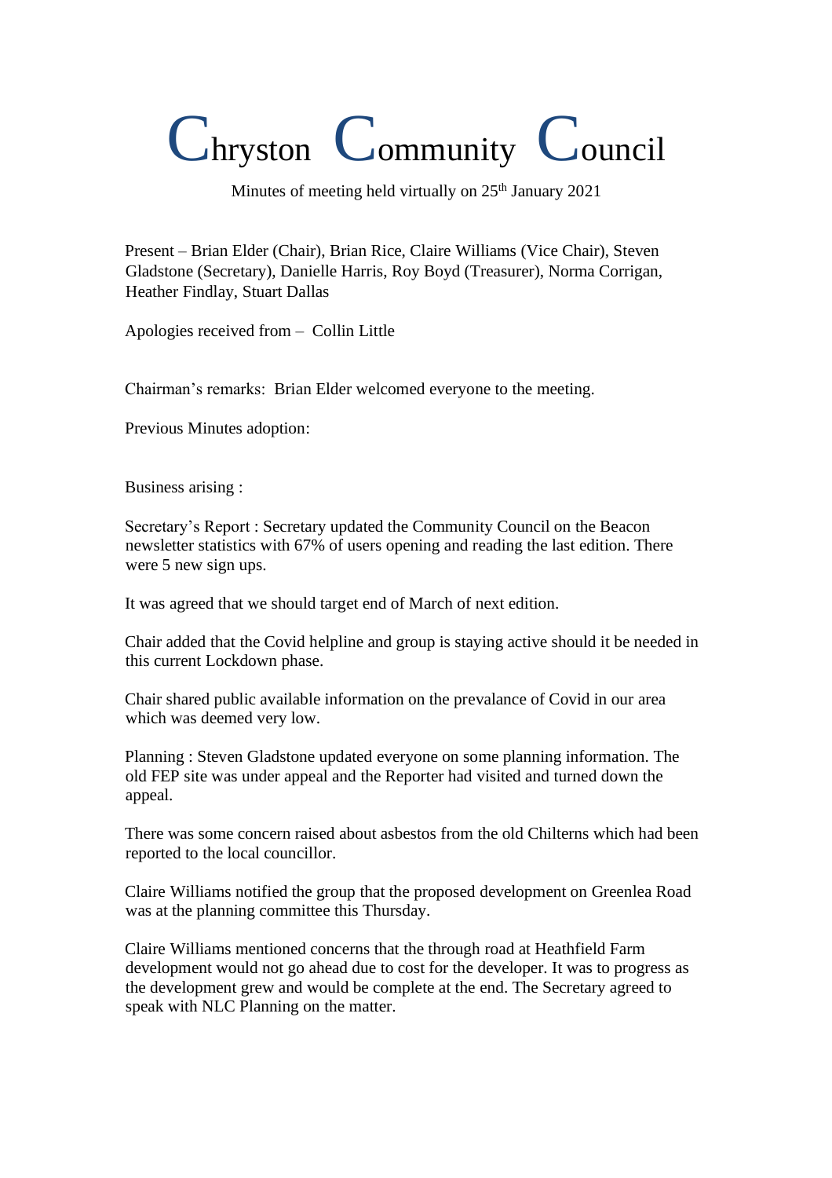# Chryston Community Council

Minutes of meeting held virtually on 25th January 2021

Present – Brian Elder (Chair), Brian Rice, Claire Williams (Vice Chair), Steven Gladstone (Secretary), Danielle Harris, Roy Boyd (Treasurer), Norma Corrigan, Heather Findlay, Stuart Dallas

Apologies received from – Collin Little

Chairman's remarks: Brian Elder welcomed everyone to the meeting.

Previous Minutes adoption:

Business arising :

Secretary's Report : Secretary updated the Community Council on the Beacon newsletter statistics with 67% of users opening and reading the last edition. There were 5 new sign ups.

It was agreed that we should target end of March of next edition.

Chair added that the Covid helpline and group is staying active should it be needed in this current Lockdown phase.

Chair shared public available information on the prevalance of Covid in our area which was deemed very low.

Planning : Steven Gladstone updated everyone on some planning information. The old FEP site was under appeal and the Reporter had visited and turned down the appeal.

There was some concern raised about asbestos from the old Chilterns which had been reported to the local councillor.

Claire Williams notified the group that the proposed development on Greenlea Road was at the planning committee this Thursday.

Claire Williams mentioned concerns that the through road at Heathfield Farm development would not go ahead due to cost for the developer. It was to progress as the development grew and would be complete at the end. The Secretary agreed to speak with NLC Planning on the matter.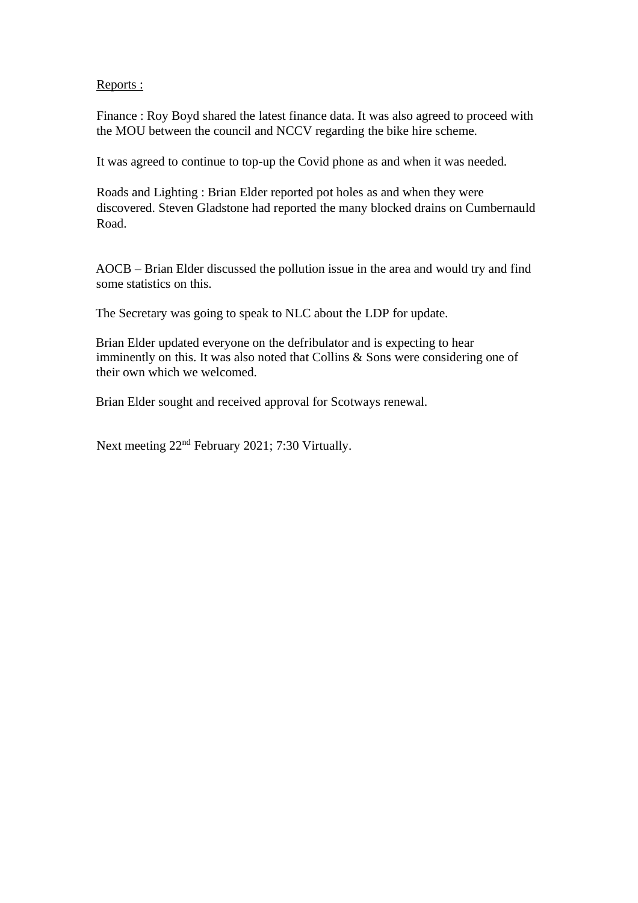Reports :

Finance : Roy Boyd shared the latest finance data. It was also agreed to proceed with the MOU between the council and NCCV regarding the bike hire scheme.

It was agreed to continue to top-up the Covid phone as and when it was needed.

Roads and Lighting : Brian Elder reported pot holes as and when they were discovered. Steven Gladstone had reported the many blocked drains on Cumbernauld Road.

AOCB – Brian Elder discussed the pollution issue in the area and would try and find some statistics on this.

The Secretary was going to speak to NLC about the LDP for update.

Brian Elder updated everyone on the defribulator and is expecting to hear imminently on this. It was also noted that Collins & Sons were considering one of their own which we welcomed.

Brian Elder sought and received approval for Scotways renewal.

Next meeting 22nd February 2021; 7:30 Virtually.